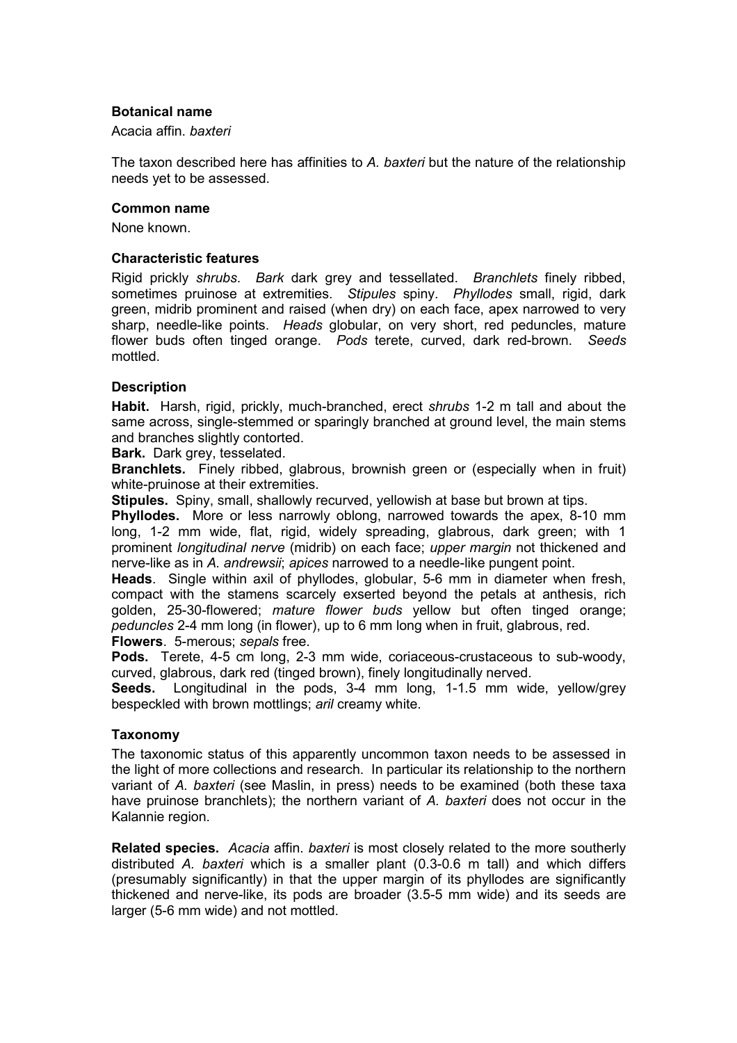### Botanical name

Acacia affin. *baxteri*

The taxon described here has affinities to *A. baxteri* but the nature of the relationship needs yet to be assessed.

### Common name

None known.

### Characteristic features

Rigid prickly *shrubs*. *Bark* dark grey and tessellated. *Branchlets* finely ribbed, sometimes pruinose at extremities. *Stipules* spiny. *Phyllodes* small, rigid, dark green, midrib prominent and raised (when dry) on each face, apex narrowed to very sharp, needle-like points. *Heads* globular, on very short, red peduncles, mature flower buds often tinged orange. *Pods* terete, curved, dark red-brown. *Seeds* mottled.

### Description

**Habit.** Harsh, rigid, prickly, much-branched, erect *shrubs* 1-2 m tall and about the same across, single-stemmed or sparingly branched at ground level, the main stems and branches slightly contorted.

**Bark.** Dark grey, tesselated.

**Branchlets.** Finely ribbed, glabrous, brownish green or (especially when in fruit) white-pruinose at their extremities.

**Stipules.** Spiny, small, shallowly recurved, yellowish at base but brown at tips.

**Phyllodes.** More or less narrowly oblong, narrowed towards the apex, 8-10 mm long, 1-2 mm wide, flat, rigid, widely spreading, glabrous, dark green; with 1 prominent *longitudinal nerve* (midrib) on each face; *upper margin* not thickened and nerve-like as in *A. andrewsii*; *apices* narrowed to a needle-like pungent point.

**Heads**. Single within axil of phyllodes, globular, 5-6 mm in diameter when fresh, compact with the stamens scarcely exserted beyond the petals at anthesis, rich golden, 25-30-flowered; *mature flower buds* yellow but often tinged orange; *peduncles* 2-4 mm long (in flower), up to 6 mm long when in fruit, glabrous, red.

**Flowers**. 5-merous; *sepals* free.

**Pods.** Terete, 4-5 cm long, 2-3 mm wide, coriaceous-crustaceous to sub-woody, curved, glabrous, dark red (tinged brown), finely longitudinally nerved.

**Seeds.** Longitudinal in the pods, 3-4 mm long, 1-1.5 mm wide, yellow/grey bespeckled with brown mottlings; *aril* creamy white.

### Taxonomy

The taxonomic status of this apparently uncommon taxon needs to be assessed in the light of more collections and research. In particular its relationship to the northern variant of *A. baxteri* (see Maslin, in press) needs to be examined (both these taxa have pruinose branchlets); the northern variant of *A. baxteri* does not occur in the Kalannie region.

**Related species.** *Acacia* affin. *baxteri* is most closely related to the more southerly distributed *A. baxteri* which is a smaller plant (0.3-0.6 m tall) and which differs (presumably significantly) in that the upper margin of its phyllodes are significantly thickened and nerve-like, its pods are broader (3.5-5 mm wide) and its seeds are larger (5-6 mm wide) and not mottled.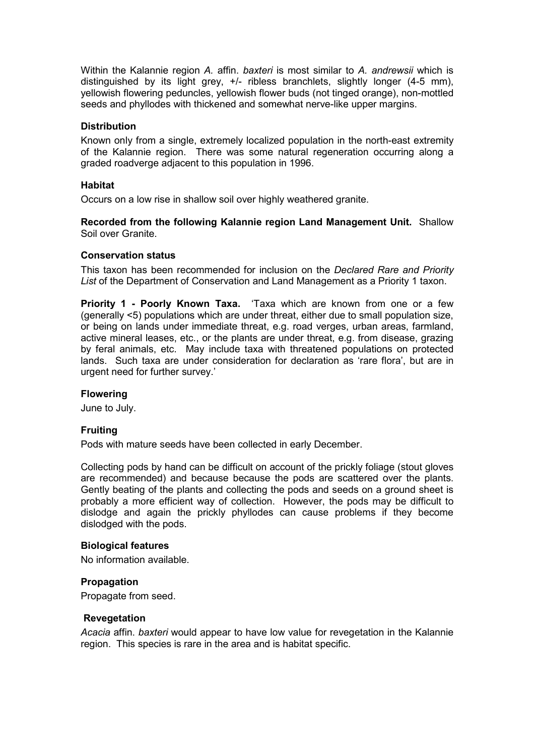Within the Kalannie region *A.* affin. *baxteri* is most similar to *A. andrewsii* which is distinguished by its light grey, +/- ribless branchlets, slightly longer (4-5 mm), yellowish flowering peduncles, yellowish flower buds (not tinged orange), non-mottled seeds and phyllodes with thickened and somewhat nerve-like upper margins.

**Distribution**

Known only from a single, extremely localized population in the north-east extremity of the Kalannie region. There was some natural regeneration occurring along a graded roadverge adjacent to this population in 1996.

**Habitat**

Occurs on a low rise in shallow soil over highly weathered granite.

**Recorded from the following Kalannie region Land Management Unit.** Shallow Soil over Granite.

**Conservation status**

This taxon has been recommended for inclusion on the *Declared Rare and Priority List* of the Department of Conservation and Land Management as a Priority 1 taxon.

**Priority 1 - Poorly Known Taxa.** 'Taxa which are known from one or a few (generally <5) populations which are under threat, either due to small population size, or being on lands under immediate threat, e.g. road verges, urban areas, farmland, active mineral leases, etc., or the plants are under threat, e.g. from disease, grazing by feral animals, etc. May include taxa with threatened populations on protected lands. Such taxa are under consideration for declaration as 'rare flora', but are in urgent need for further survey.'

**Flowering**

June to July.

**Fruiting**

Pods with mature seeds have been collected in early December.

Collecting pods by hand can be difficult on account of the prickly foliage (stout gloves are recommended) and because because the pods are scattered over the plants. Gently beating of the plants and collecting the pods and seeds on a ground sheet is probably a more efficient way of collection. However, the pods may be difficult to dislodge and again the prickly phyllodes can cause problems if they become dislodged with the pods.

**Biological features**

No information available.

**Propagation**

Propagate from seed.

**Revegetation**

*Acacia* affin. *baxteri* would appear to have low value for revegetation in the Kalannie region. This species is rare in the area and is habitat specific.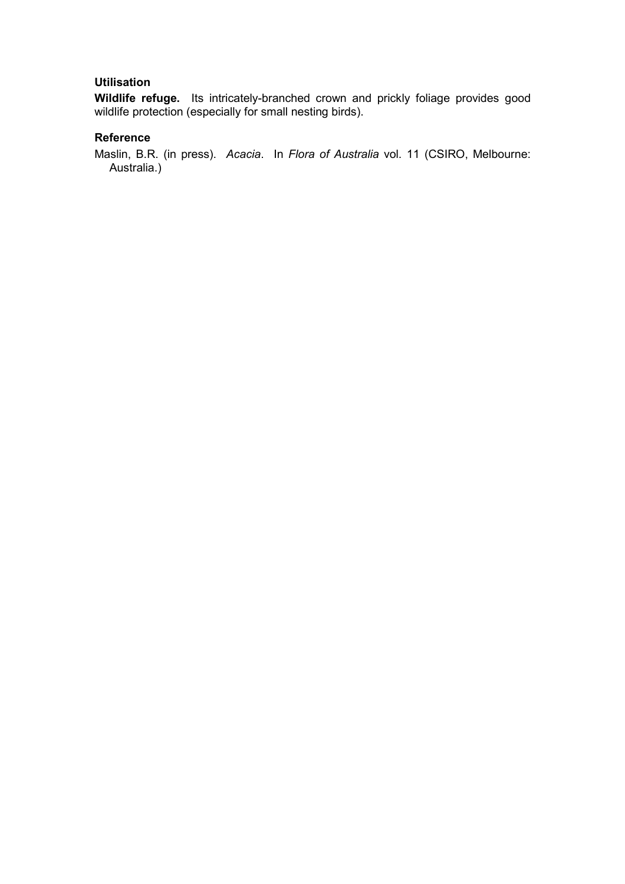## Utilisation

**Wildlife refuge.** Its intricately-branched crown and prickly foliage provides good wildlife protection (especially for small nesting birds).

## Reference

Maslin, B.R. (in press). *Acacia*. In *Flora of Australia* vol. 11 (CSIRO, Melbourne: Australia.)